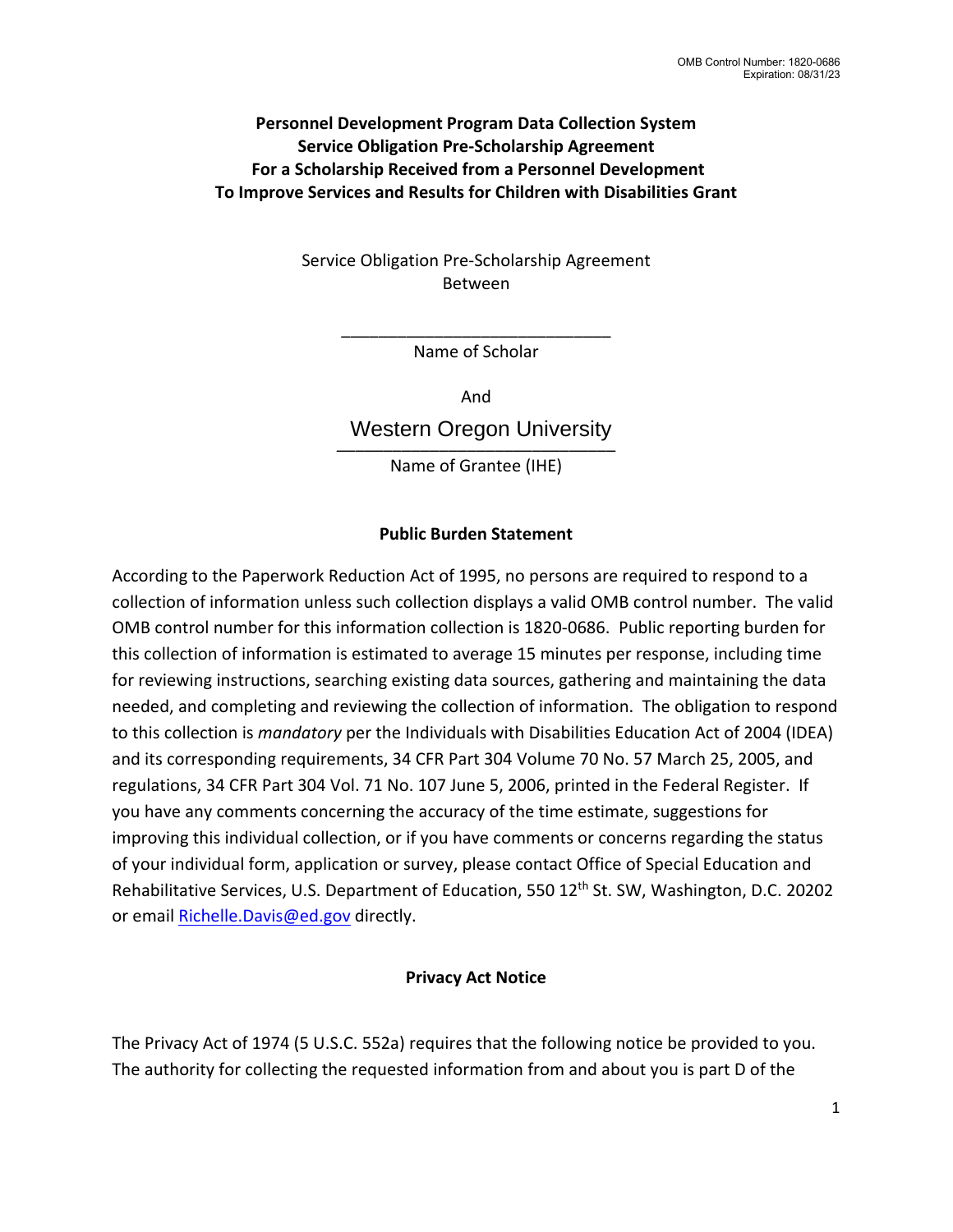OMB Control Number: 1820-0686
Expiration: 08/31/23

**Personnel Development Program Data Collection System**
**Service Obligation Pre-Scholarship Agreement**
**For a Scholarship Received from a Personnel Development**
**To Improve Services and Results for Children with Disabilities Grant**

Service Obligation Pre-Scholarship Agreement
Between

\_\_\_\_\_\_\_\_\_\_\_\_\_\_\_\_\_\_\_\_\_\_\_\_\_\_\_\_\_\_
Name of Scholar

And

Western Oregon University
\_\_\_\_\_\_\_\_\_\_\_\_\_\_\_\_\_\_\_\_\_\_\_\_\_\_\_\_\_\_
Name of Grantee (IHE)

## Public Burden Statement

According to the Paperwork Reduction Act of 1995, no persons are required to respond to a collection of information unless such collection displays a valid OMB control number. The valid OMB control number for this information collection is 1820-0686. Public reporting burden for this collection of information is estimated to average 15 minutes per response, including time for reviewing instructions, searching existing data sources, gathering and maintaining the data needed, and completing and reviewing the collection of information. The obligation to respond to this collection is *mandatory* per the Individuals with Disabilities Education Act of 2004 (IDEA) and its corresponding requirements, 34 CFR Part 304 Volume 70 No. 57 March 25, 2005, and regulations, 34 CFR Part 304 Vol. 71 No. 107 June 5, 2006, printed in the Federal Register. If you have any comments concerning the accuracy of the time estimate, suggestions for improving this individual collection, or if you have comments or concerns regarding the status of your individual form, application or survey, please contact Office of Special Education and Rehabilitative Services, U.S. Department of Education, 550 12th St. SW, Washington, D.C. 20202 or email Richelle.Davis@ed.gov directly.

## Privacy Act Notice

The Privacy Act of 1974 (5 U.S.C. 552a) requires that the following notice be provided to you. The authority for collecting the requested information from and about you is part D of the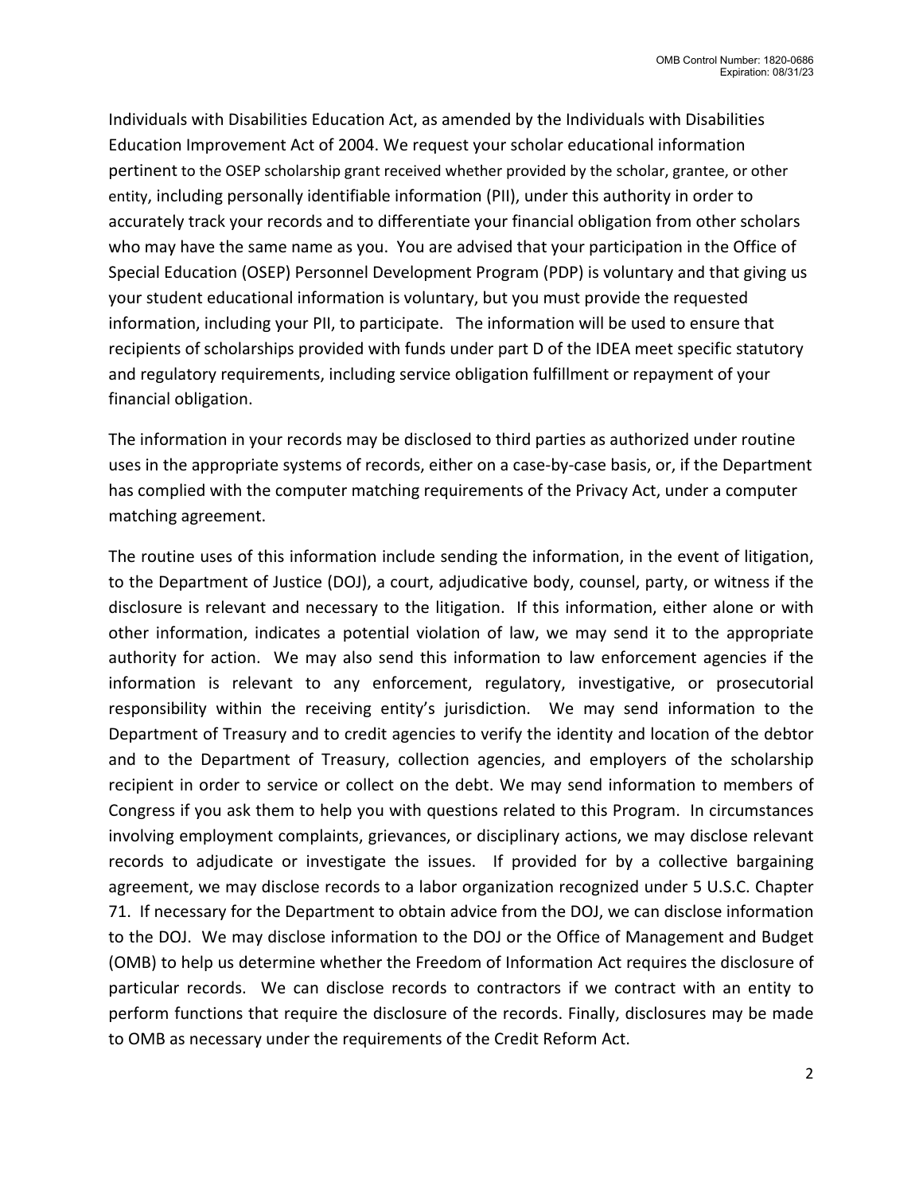Individuals with Disabilities Education Act, as amended by the Individuals with Disabilities Education Improvement Act of 2004. We request your scholar educational information pertinent to the OSEP scholarship grant received whether provided by the scholar, grantee, or other entity, including personally identifiable information (PII), under this authority in order to accurately track your records and to differentiate your financial obligation from other scholars who may have the same name as you. You are advised that your participation in the Office of Special Education (OSEP) Personnel Development Program (PDP) is voluntary and that giving us your student educational information is voluntary, but you must provide the requested information, including your PII, to participate. The information will be used to ensure that recipients of scholarships provided with funds under part D of the IDEA meet specific statutory and regulatory requirements, including service obligation fulfillment or repayment of your financial obligation.

The information in your records may be disclosed to third parties as authorized under routine uses in the appropriate systems of records, either on a case-by-case basis, or, if the Department has complied with the computer matching requirements of the Privacy Act, under a computer matching agreement.

The routine uses of this information include sending the information, in the event of litigation, to the Department of Justice (DOJ), a court, adjudicative body, counsel, party, or witness if the disclosure is relevant and necessary to the litigation. If this information, either alone or with other information, indicates a potential violation of law, we may send it to the appropriate authority for action. We may also send this information to law enforcement agencies if the information is relevant to any enforcement, regulatory, investigative, or prosecutorial responsibility within the receiving entity's jurisdiction. We may send information to the Department of Treasury and to credit agencies to verify the identity and location of the debtor and to the Department of Treasury, collection agencies, and employers of the scholarship recipient in order to service or collect on the debt. We may send information to members of Congress if you ask them to help you with questions related to this Program. In circumstances involving employment complaints, grievances, or disciplinary actions, we may disclose relevant records to adjudicate or investigate the issues. If provided for by a collective bargaining agreement, we may disclose records to a labor organization recognized under 5 U.S.C. Chapter 71. If necessary for the Department to obtain advice from the DOJ, we can disclose information to the DOJ. We may disclose information to the DOJ or the Office of Management and Budget (OMB) to help us determine whether the Freedom of Information Act requires the disclosure of particular records. We can disclose records to contractors if we contract with an entity to perform functions that require the disclosure of the records. Finally, disclosures may be made to OMB as necessary under the requirements of the Credit Reform Act.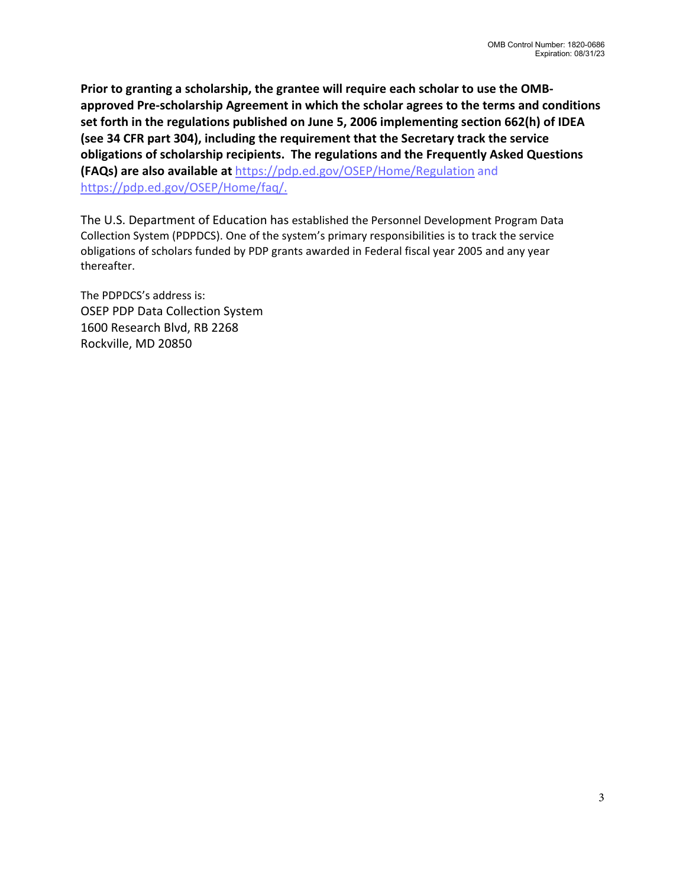**Prior to granting a scholarship, the grantee will require each scholar to use the OMB-approved Pre-scholarship Agreement in which the scholar agrees to the terms and conditions set forth in the regulations published on June 5, 2006 implementing section 662(h) of IDEA (see 34 CFR part 304), including the requirement that the Secretary track the service obligations of scholarship recipients. The regulations and the Frequently Asked Questions (FAQs) are also available at** https://pdp.ed.gov/OSEP/Home/Regulation and https://pdp.ed.gov/OSEP/Home/faq/.

The U.S. Department of Education has established the Personnel Development Program Data Collection System (PDPDCS). One of the system's primary responsibilities is to track the service obligations of scholars funded by PDP grants awarded in Federal fiscal year 2005 and any year thereafter.

The PDPDCS's address is:
OSEP PDP Data Collection System
1600 Research Blvd, RB 2268
Rockville, MD 20850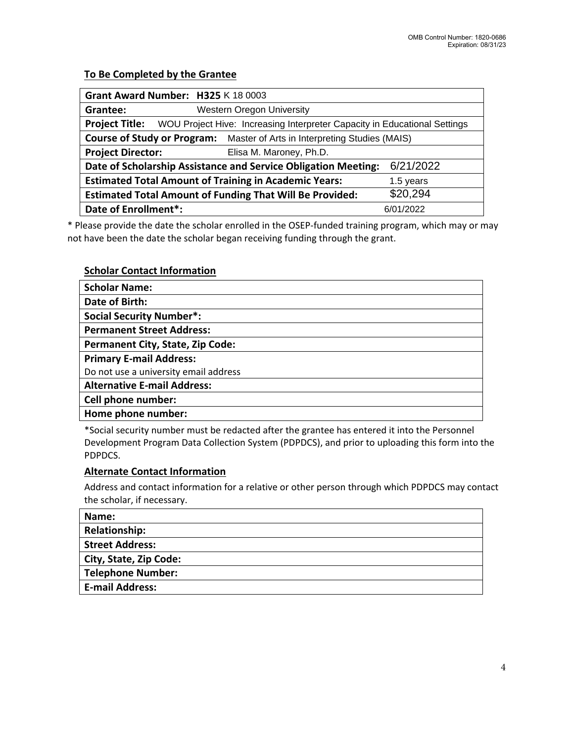### To Be Completed by the Grantee

| | |
|---|---|
| **Grant Award Number: H325** K 18 0003 | |
| **Grantee:** | Western Oregon University |
| **Project Title:** | WOU Project Hive: Increasing Interpreter Capacity in Educational Settings |
| **Course of Study or Program:** | Master of Arts in Interpreting Studies (MAIS) |
| **Project Director:** | Elisa M. Maroney, Ph.D. |
| **Date of Scholarship Assistance and Service Obligation Meeting:** | 6/21/2022 |
| **Estimated Total Amount of Training in Academic Years:** | 1.5 years |
| **Estimated Total Amount of Funding That Will Be Provided:** | $20,294 |
| **Date of Enrollment*:** | 6/01/2022 |

* Please provide the date the scholar enrolled in the OSEP-funded training program, which may or may not have been the date the scholar began receiving funding through the grant.

### Scholar Contact Information

| |
|---|
| **Scholar Name:** |
| **Date of Birth:** |
| **Social Security Number*:** |
| **Permanent Street Address:** |
| **Permanent City, State, Zip Code:** |
| **Primary E-mail Address:** Do not use a university email address |
| **Alternative E-mail Address:** |
| **Cell phone number:** |
| **Home phone number:** |

*Social security number must be redacted after the grantee has entered it into the Personnel Development Program Data Collection System (PDPDCS), and prior to uploading this form into the PDPDCS.

### Alternate Contact Information

Address and contact information for a relative or other person through which PDPDCS may contact the scholar, if necessary.

| |
|---|
| **Name:** |
| **Relationship:** |
| **Street Address:** |
| **City, State, Zip Code:** |
| **Telephone Number:** |
| **E-mail Address:** |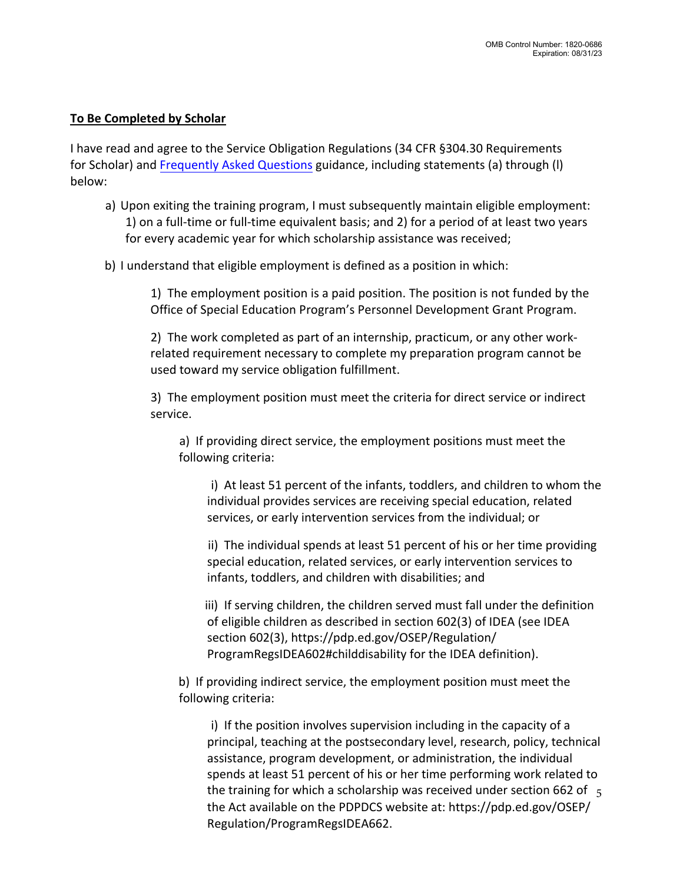**To Be Completed by Scholar**

I have read and agree to the Service Obligation Regulations (34 CFR §304.30 Requirements for Scholar) and [Frequently Asked Questions](#) guidance, including statements (a) through (l) below:

a) Upon exiting the training program, I must subsequently maintain eligible employment: 1) on a full-time or full-time equivalent basis; and 2) for a period of at least two years for every academic year for which scholarship assistance was received;

b) I understand that eligible employment is defined as a position in which:

   1) The employment position is a paid position. The position is not funded by the Office of Special Education Program's Personnel Development Grant Program.

   2) The work completed as part of an internship, practicum, or any other work-related requirement necessary to complete my preparation program cannot be used toward my service obligation fulfillment.

   3) The employment position must meet the criteria for direct service or indirect service.

      a) If providing direct service, the employment positions must meet the following criteria:

         i) At least 51 percent of the infants, toddlers, and children to whom the individual provides services are receiving special education, related services, or early intervention services from the individual; or

         ii) The individual spends at least 51 percent of his or her time providing special education, related services, or early intervention services to infants, toddlers, and children with disabilities; and

         iii) If serving children, the children served must fall under the definition of eligible children as described in section 602(3) of IDEA (see IDEA section 602(3), https://pdp.ed.gov/OSEP/Regulation/ProgramRegsIDEA602#childdisability for the IDEA definition).

      b) If providing indirect service, the employment position must meet the following criteria:

         i) If the position involves supervision including in the capacity of a principal, teaching at the postsecondary level, research, policy, technical assistance, program development, or administration, the individual spends at least 51 percent of his or her time performing work related to the training for which a scholarship was received under section 662 of the Act available on the PDPDCS website at: https://pdp.ed.gov/OSEP/Regulation/ProgramRegsIDEA662.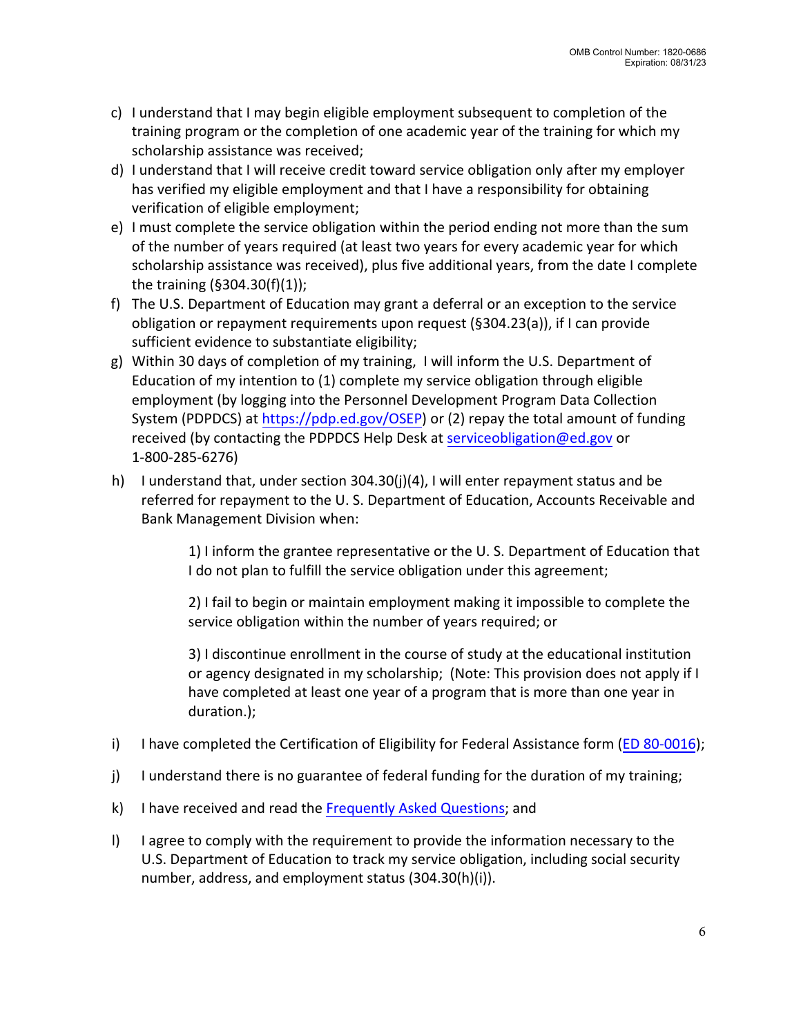c) I understand that I may begin eligible employment subsequent to completion of the training program or the completion of one academic year of the training for which my scholarship assistance was received;

d) I understand that I will receive credit toward service obligation only after my employer has verified my eligible employment and that I have a responsibility for obtaining verification of eligible employment;

e) I must complete the service obligation within the period ending not more than the sum of the number of years required (at least two years for every academic year for which scholarship assistance was received), plus five additional years, from the date I complete the training (§304.30(f)(1));

f) The U.S. Department of Education may grant a deferral or an exception to the service obligation or repayment requirements upon request (§304.23(a)), if I can provide sufficient evidence to substantiate eligibility;

g) Within 30 days of completion of my training, I will inform the U.S. Department of Education of my intention to (1) complete my service obligation through eligible employment (by logging into the Personnel Development Program Data Collection System (PDPDCS) at [https://pdp.ed.gov/OSEP](https://pdp.ed.gov/OSEP)) or (2) repay the total amount of funding received (by contacting the PDPDCS Help Desk at [serviceobligation@ed.gov](mailto:serviceobligation@ed.gov) or 1-800-285-6276)

h) I understand that, under section 304.30(j)(4), I will enter repayment status and be referred for repayment to the U. S. Department of Education, Accounts Receivable and Bank Management Division when:

    1) I inform the grantee representative or the U. S. Department of Education that I do not plan to fulfill the service obligation under this agreement;

    2) I fail to begin or maintain employment making it impossible to complete the service obligation within the number of years required; or

    3) I discontinue enrollment in the course of study at the educational institution or agency designated in my scholarship; (Note: This provision does not apply if I have completed at least one year of a program that is more than one year in duration.);

i) I have completed the Certification of Eligibility for Federal Assistance form (ED 80-0016);

j) I understand there is no guarantee of federal funding for the duration of my training;

k) I have received and read the Frequently Asked Questions; and

l) I agree to comply with the requirement to provide the information necessary to the U.S. Department of Education to track my service obligation, including social security number, address, and employment status (304.30(h)(i)).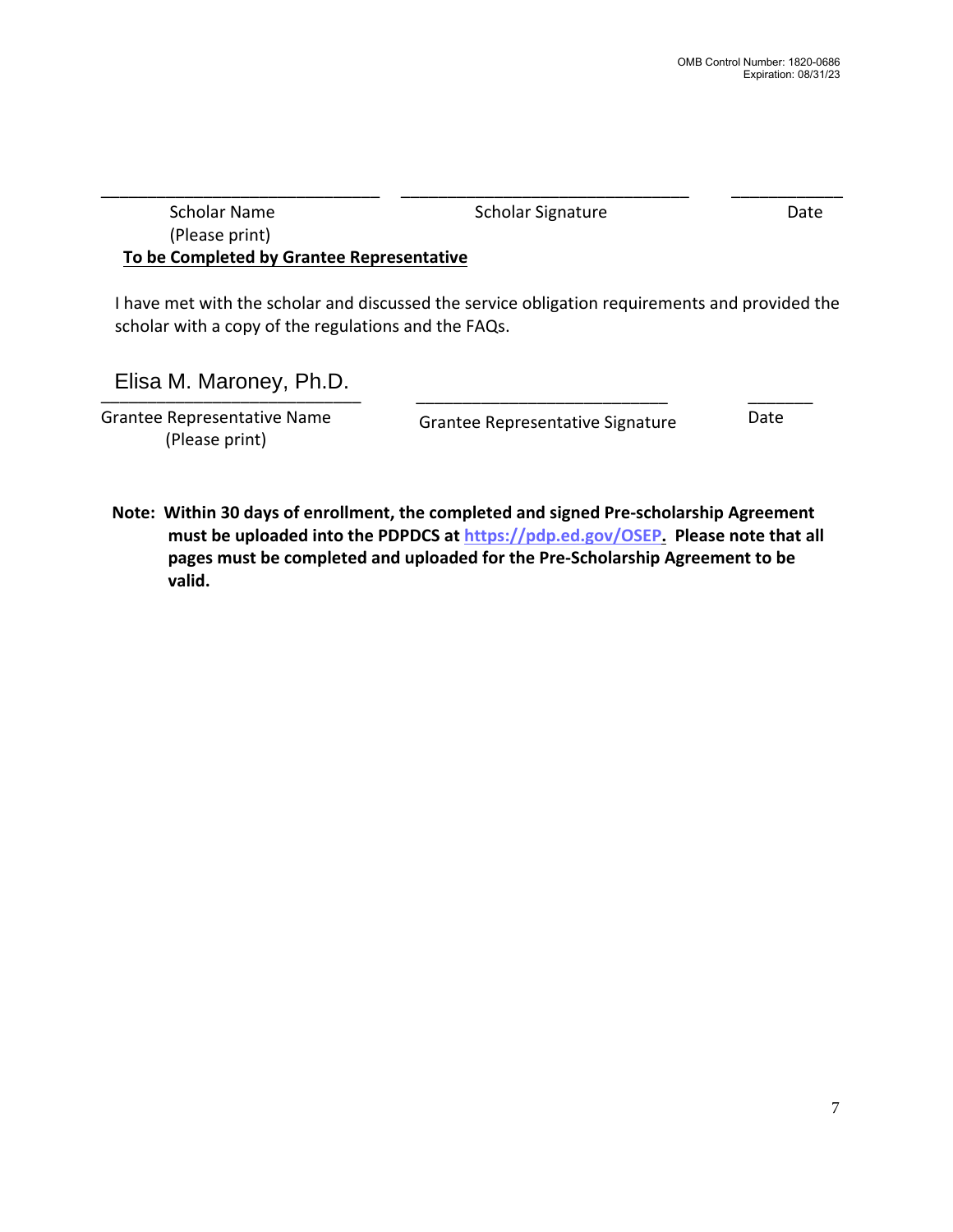OMB Control Number: 1820-0686
Expiration: 08/31/23

______________________________ ______________________________ ___________

Scholar Name (Please print) | Scholar Signature | Date

**To be Completed by Grantee Representative**

I have met with the scholar and discussed the service obligation requirements and provided the scholar with a copy of the regulations and the FAQs.

Elisa M. Maroney, Ph.D.

______________________________ ______________________________ ___________

Grantee Representative Name (Please print) | Grantee Representative Signature | Date

**Note: Within 30 days of enrollment, the completed and signed Pre-scholarship Agreement must be uploaded into the PDPDCS at [https://pdp.ed.gov/OSEP](https://pdp.ed.gov/OSEP). Please note that all pages must be completed and uploaded for the Pre-Scholarship Agreement to be valid.**